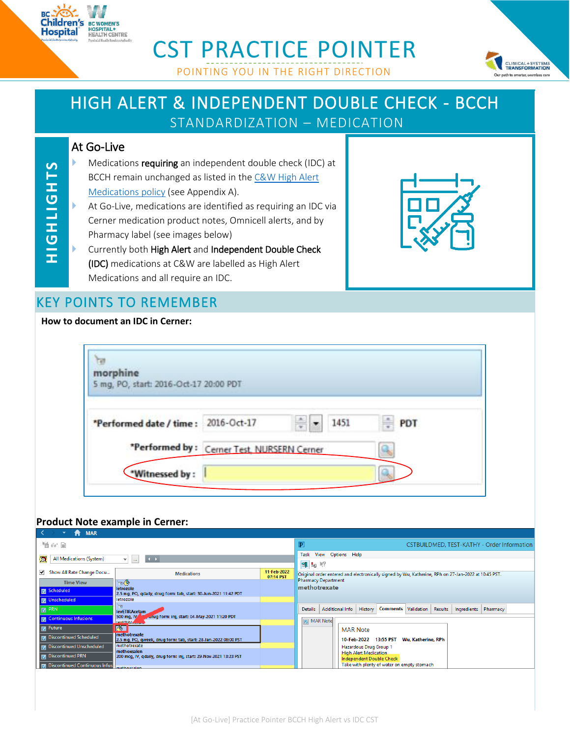# CST PRACTICE POINTER

POINTING YOU IN THE RIGHT DIRECTION

## HIGH ALERT & INDEPENDENT DOUBLE CHECK - BCCH

STANDARDIZATION – MEDICATION

### HIGHLIGHTS

**At Go-Live**

- Medications **requiring** an independent double check (IDC) at BCCH remain unchanged as listed in the C&W High Alert Medications policy (see Appendix A).
- At Go-Live, medications are identified as requiring an IDC via Cerner medication product notes, Omnicell alerts, and by Pharmacy label (see images below)
- Currently both **High Alert** and **Independent Double Check (IDC)** medications at C&W are labelled as High Alert Medications and all require an IDC.

## KEY POINTS TO REMEMBER

**How to document an IDC in Cerner:**

morphine
5 mg, PO, start: 2016-Oct-17 20:00 PDT

*Performed date / time : 2016-Oct-17 1451 PDT
*Performed by : Cerner Test, NURSERN Cerner
*Witnessed by :

**Product Note example in Cerner:**

MAR Note
10-Feb-2022 13:55 PST Wu, Katherine, RPh
Hazardous Drug Group 1
High Alert Medication
Independent Double Check
Take with plenty of water on empty stomach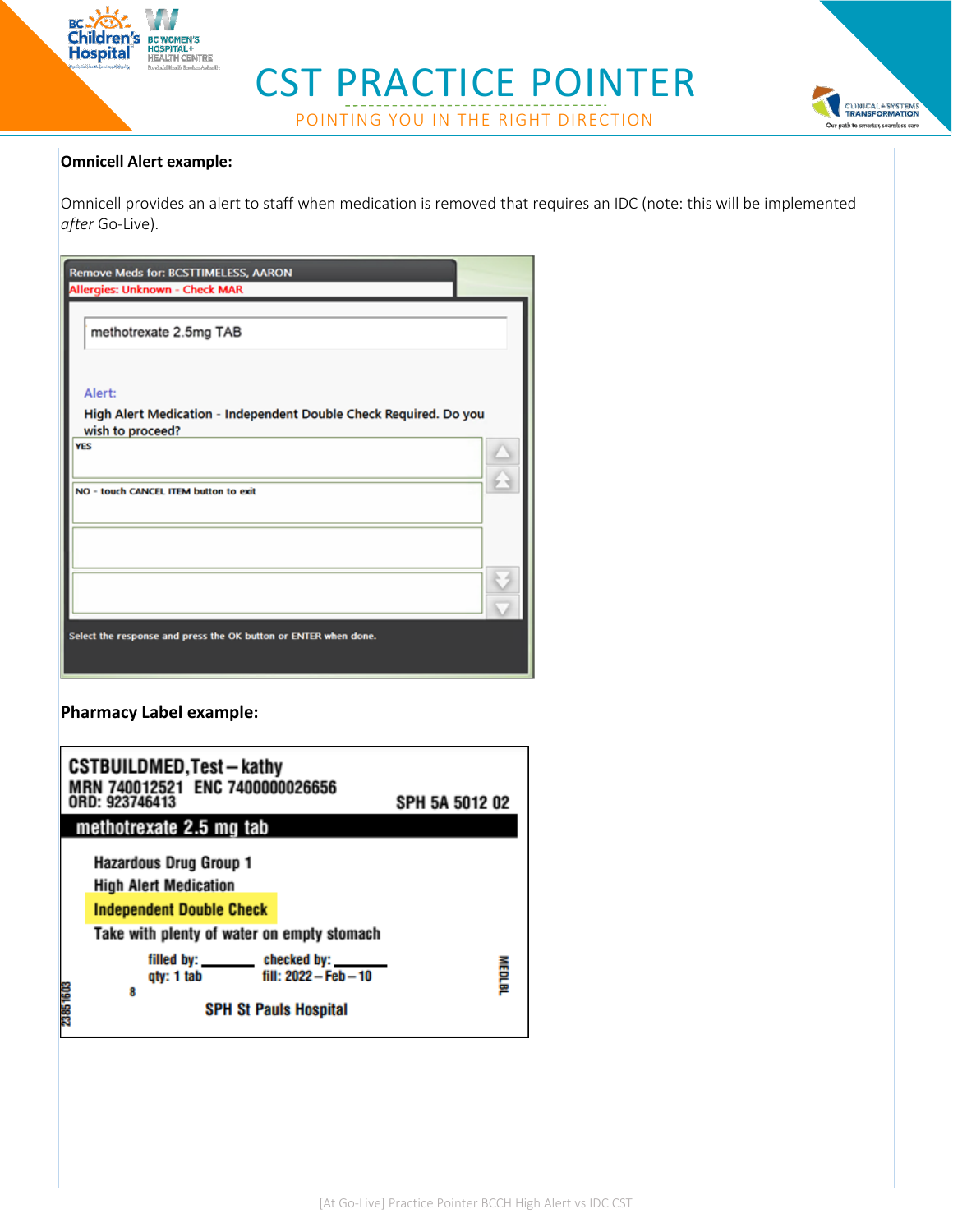**Omnicell Alert example:**

Omnicell provides an alert to staff when medication is removed that requires an IDC (note: this will be implemented *after* Go-Live).

Remove Meds for: BCSTTIMELESS, AARON

Allergies: Unknown - Check MAR

methotrexate 2.5mg TAB

Alert:

High Alert Medication - Independent Double Check Required. Do you wish to proceed?

YES

NO - touch CANCEL ITEM button to exit

Select the response and press the OK button or ENTER when done.

**Pharmacy Label example:**

CSTBUILDMED,Test – kathy
MRN 740012521 ENC 7400000026656
ORD: 923746413 SPH 5A 5012 02

**methotrexate 2.5 mg tab**

Hazardous Drug Group 1
High Alert Medication
Independent Double Check
Take with plenty of water on empty stomach

filled by: ______ checked by: ______
qty: 1 tab fill: 2022 – Feb – 10
8

SPH St Pauls Hospital

2385 1603

MEDLBL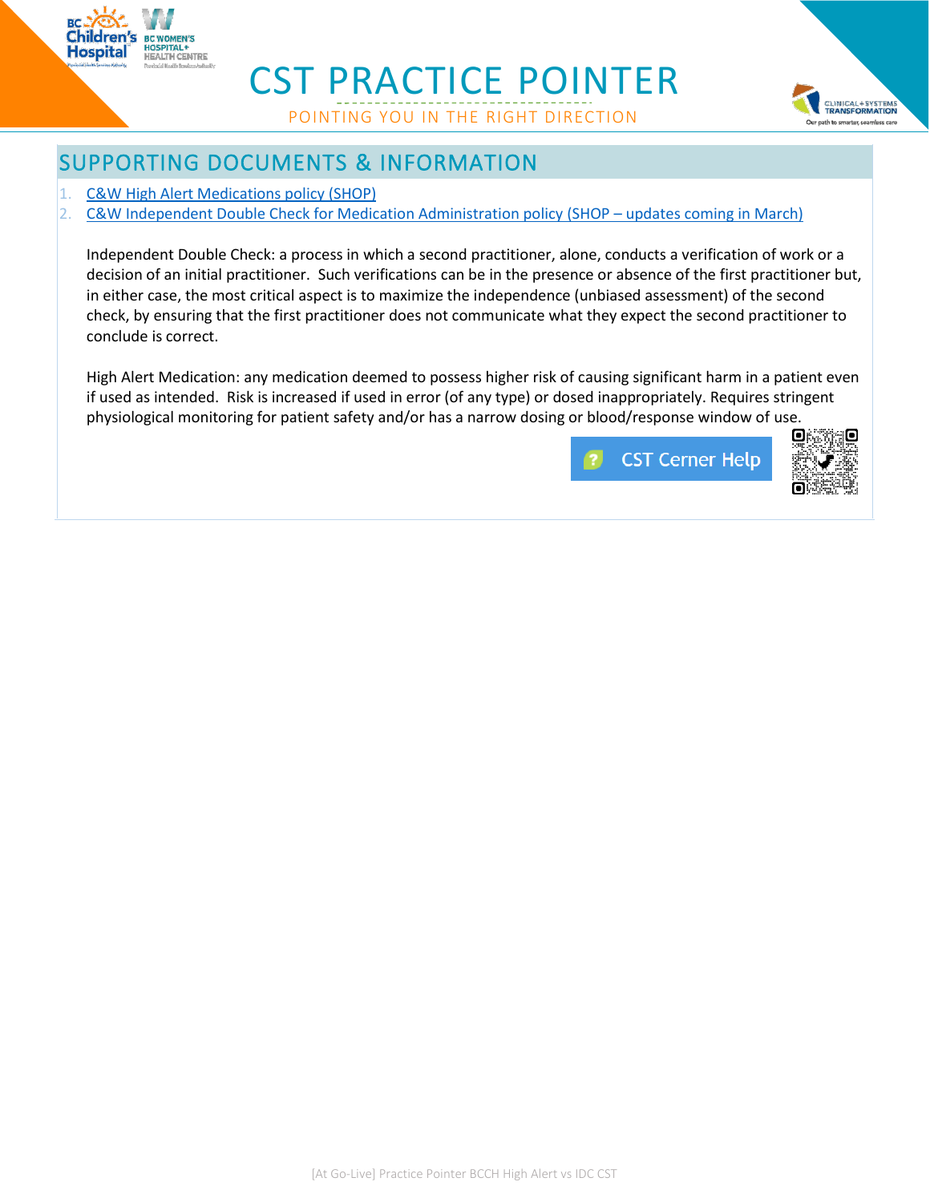# CST PRACTICE POINTER

POINTING YOU IN THE RIGHT DIRECTION

## SUPPORTING DOCUMENTS & INFORMATION

1. C&W High Alert Medications policy (SHOP)
2. C&W Independent Double Check for Medication Administration policy (SHOP – updates coming in March)

Independent Double Check: a process in which a second practitioner, alone, conducts a verification of work or a decision of an initial practitioner. Such verifications can be in the presence or absence of the first practitioner but, in either case, the most critical aspect is to maximize the independence (unbiased assessment) of the second check, by ensuring that the first practitioner does not communicate what they expect the second practitioner to conclude is correct.

High Alert Medication: any medication deemed to possess higher risk of causing significant harm in a patient even if used as intended. Risk is increased if used in error (of any type) or dosed inappropriately. Requires stringent physiological monitoring for patient safety and/or has a narrow dosing or blood/response window of use.

CST Cerner Help